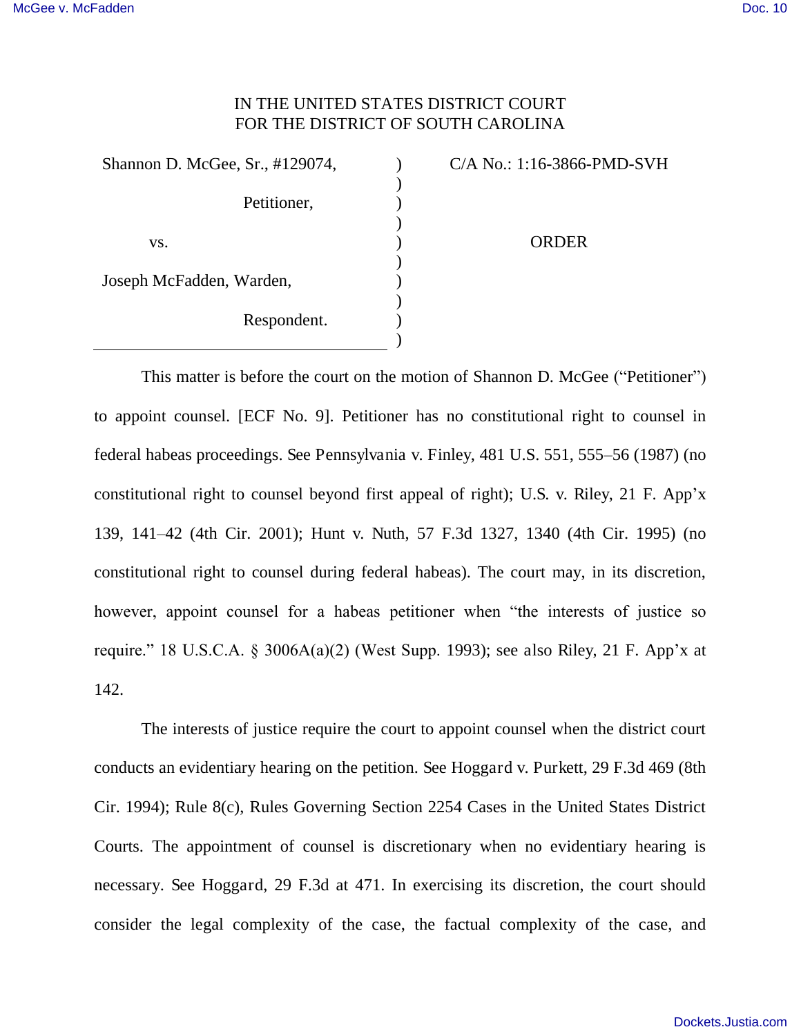IN THE UNITED STATES DISTRICT COURT
FOR THE DISTRICT OF SOUTH CAROLINA

| | | |
|---|---|---|
| Shannon D. McGee, Sr., #129074, | ) | C/A No.: 1:16-3866-PMD-SVH |
| Petitioner, | ) | |
| vs. | ) | ORDER |
| Joseph McFadden, Warden, | ) | |
| Respondent. | ) | |

This matter is before the court on the motion of Shannon D. McGee ("Petitioner") to appoint counsel. [ECF No. 9]. Petitioner has no constitutional right to counsel in federal habeas proceedings. See Pennsylvania v. Finley, 481 U.S. 551, 555–56 (1987) (no constitutional right to counsel beyond first appeal of right); U.S. v. Riley, 21 F. App'x 139, 141–42 (4th Cir. 2001); Hunt v. Nuth, 57 F.3d 1327, 1340 (4th Cir. 1995) (no constitutional right to counsel during federal habeas). The court may, in its discretion, however, appoint counsel for a habeas petitioner when "the interests of justice so require." 18 U.S.C.A. § 3006A(a)(2) (West Supp. 1993); see also Riley, 21 F. App'x at 142.

The interests of justice require the court to appoint counsel when the district court conducts an evidentiary hearing on the petition. See Hoggard v. Purkett, 29 F.3d 469 (8th Cir. 1994); Rule 8(c), Rules Governing Section 2254 Cases in the United States District Courts. The appointment of counsel is discretionary when no evidentiary hearing is necessary. See Hoggard, 29 F.3d at 471. In exercising its discretion, the court should consider the legal complexity of the case, the factual complexity of the case, and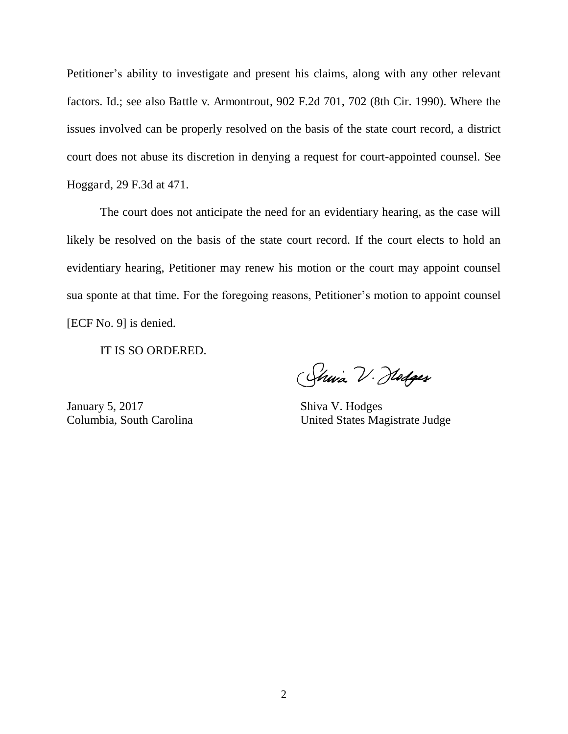Petitioner's ability to investigate and present his claims, along with any other relevant factors. Id.; see also Battle v. Armontrout, 902 F.2d 701, 702 (8th Cir. 1990). Where the issues involved can be properly resolved on the basis of the state court record, a district court does not abuse its discretion in denying a request for court-appointed counsel. See Hoggard, 29 F.3d at 471.

The court does not anticipate the need for an evidentiary hearing, as the case will likely be resolved on the basis of the state court record. If the court elects to hold an evidentiary hearing, Petitioner may renew his motion or the court may appoint counsel sua sponte at that time. For the foregoing reasons, Petitioner's motion to appoint counsel [ECF No. 9] is denied.

IT IS SO ORDERED.

January 5, 2017
Columbia, South Carolina

Shiva V. Hodges
United States Magistrate Judge